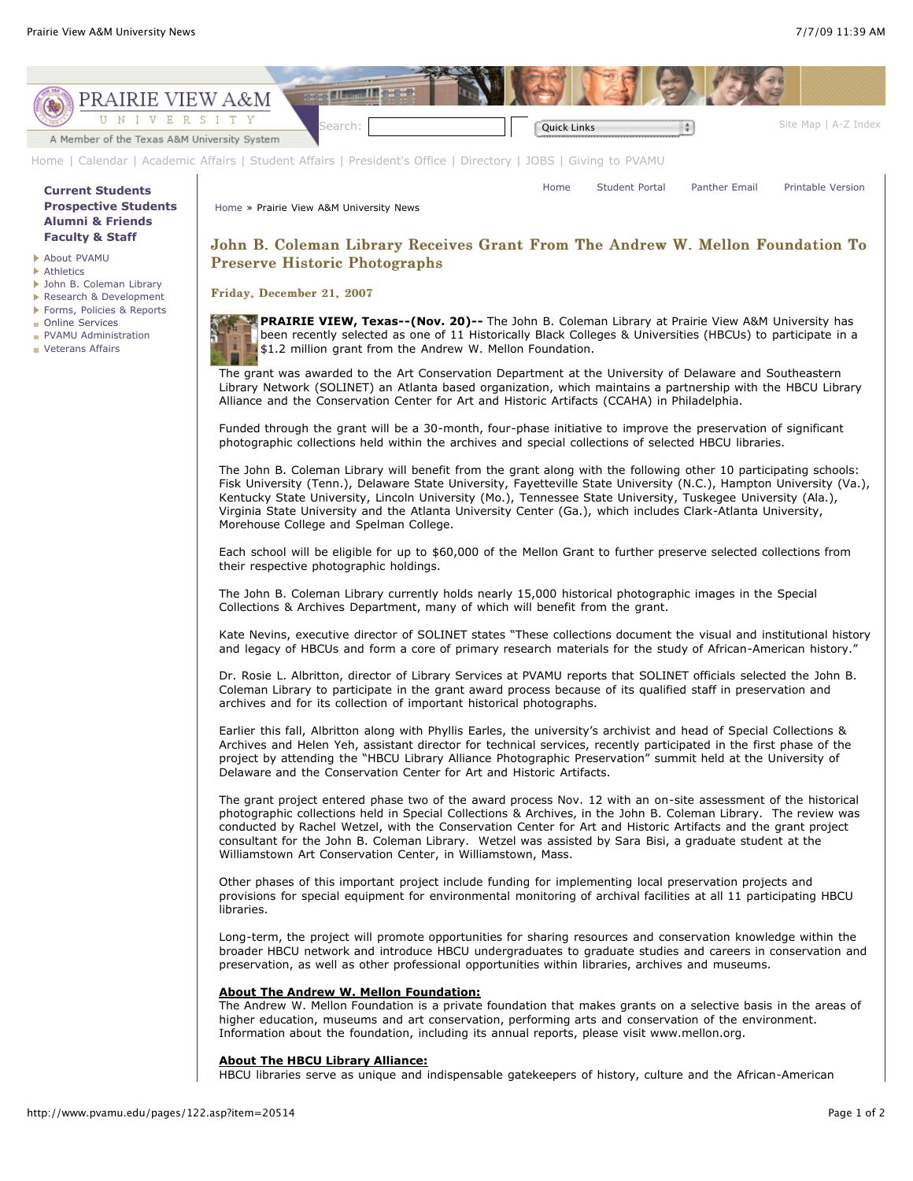# John B. Coleman Library Receives Grant From The Andrew W. Mellon Foundation To Preserve Historic Photographs

**Friday, December 21, 2007**

**PRAIRIE VIEW, Texas--(Nov. 20)--** The John B. Coleman Library at Prairie View A&M University has been recently selected as one of 11 Historically Black Colleges & Universities (HBCUs) to participate in a $1.2 million grant from the Andrew W. Mellon Foundation.

The grant was awarded to the Art Conservation Department at the University of Delaware and Southeastern Library Network (SOLINET) an Atlanta based organization, which maintains a partnership with the HBCU Library Alliance and the Conservation Center for Art and Historic Artifacts (CCAHA) in Philadelphia.

Funded through the grant will be a 30-month, four-phase initiative to improve the preservation of significant photographic collections held within the archives and special collections of selected HBCU libraries.

The John B. Coleman Library will benefit from the grant along with the following other 10 participating schools: Fisk University (Tenn.), Delaware State University, Fayetteville State University (N.C.), Hampton University (Va.), Kentucky State University, Lincoln University (Mo.), Tennessee State University, Tuskegee University (Ala.), Virginia State University and the Atlanta University Center (Ga.), which includes Clark-Atlanta University, Morehouse College and Spelman College.

Each school will be eligible for up to $60,000 of the Mellon Grant to further preserve selected collections from their respective photographic holdings.

The John B. Coleman Library currently holds nearly 15,000 historical photographic images in the Special Collections & Archives Department, many of which will benefit from the grant.

Kate Nevins, executive director of SOLINET states "These collections document the visual and institutional history and legacy of HBCUs and form a core of primary research materials for the study of African-American history."

Dr. Rosie L. Albritton, director of Library Services at PVAMU reports that SOLINET officials selected the John B. Coleman Library to participate in the grant award process because of its qualified staff in preservation and archives and for its collection of important historical photographs.

Earlier this fall, Albritton along with Phyllis Earles, the university's archivist and head of Special Collections & Archives and Helen Yeh, assistant director for technical services, recently participated in the first phase of the project by attending the "HBCU Library Alliance Photographic Preservation" summit held at the University of Delaware and the Conservation Center for Art and Historic Artifacts.

The grant project entered phase two of the award process Nov. 12 with an on-site assessment of the historical photographic collections held in Special Collections & Archives, in the John B. Coleman Library. The review was conducted by Rachel Wetzel, with the Conservation Center for Art and Historic Artifacts and the grant project consultant for the John B. Coleman Library. Wetzel was assisted by Sara Bisi, a graduate student at the Williamstown Art Conservation Center, in Williamstown, Mass.

Other phases of this important project include funding for implementing local preservation projects and provisions for special equipment for environmental monitoring of archival facilities at all 11 participating HBCU libraries.

Long-term, the project will promote opportunities for sharing resources and conservation knowledge within the broader HBCU network and introduce HBCU undergraduates to graduate studies and careers in conservation and preservation, as well as other professional opportunities within libraries, archives and museums.

**About The Andrew W. Mellon Foundation:**
The Andrew W. Mellon Foundation is a private foundation that makes grants on a selective basis in the areas of higher education, museums and art conservation, performing arts and conservation of the environment. Information about the foundation, including its annual reports, please visit www.mellon.org.

**About The HBCU Library Alliance:**
HBCU libraries serve as unique and indispensable gatekeepers of history, culture and the African-American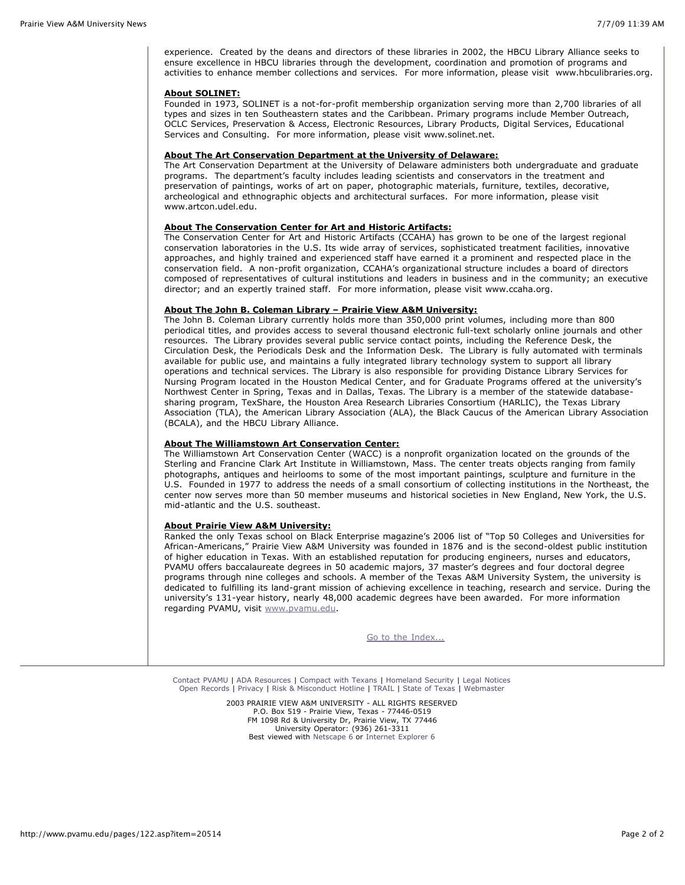experience. Created by the deans and directors of these libraries in 2002, the HBCU Library Alliance seeks to ensure excellence in HBCU libraries through the development, coordination and promotion of programs and activities to enhance member collections and services. For more information, please visit www.hbculibraries.org.

**About SOLINET:**

Founded in 1973, SOLINET is a not-for-profit membership organization serving more than 2,700 libraries of all types and sizes in ten Southeastern states and the Caribbean. Primary programs include Member Outreach, OCLC Services, Preservation & Access, Electronic Resources, Library Products, Digital Services, Educational Services and Consulting. For more information, please visit www.solinet.net.

**About The Art Conservation Department at the University of Delaware:**

The Art Conservation Department at the University of Delaware administers both undergraduate and graduate programs. The department's faculty includes leading scientists and conservators in the treatment and preservation of paintings, works of art on paper, photographic materials, furniture, textiles, decorative, archeological and ethnographic objects and architectural surfaces. For more information, please visit www.artcon.udel.edu.

**About The Conservation Center for Art and Historic Artifacts:**

The Conservation Center for Art and Historic Artifacts (CCAHA) has grown to be one of the largest regional conservation laboratories in the U.S. Its wide array of services, sophisticated treatment facilities, innovative approaches, and highly trained and experienced staff have earned it a prominent and respected place in the conservation field. A non-profit organization, CCAHA's organizational structure includes a board of directors composed of representatives of cultural institutions and leaders in business and in the community; an executive director; and an expertly trained staff. For more information, please visit www.ccaha.org.

**About The John B. Coleman Library – Prairie View A&M University:**

The John B. Coleman Library currently holds more than 350,000 print volumes, including more than 800 periodical titles, and provides access to several thousand electronic full-text scholarly online journals and other resources. The Library provides several public service contact points, including the Reference Desk, the Circulation Desk, the Periodicals Desk and the Information Desk. The Library is fully automated with terminals available for public use, and maintains a fully integrated library technology system to support all library operations and technical services. The Library is also responsible for providing Distance Library Services for Nursing Program located in the Houston Medical Center, and for Graduate Programs offered at the university's Northwest Center in Spring, Texas and in Dallas, Texas. The Library is a member of the statewide database-sharing program, TexShare, the Houston Area Research Libraries Consortium (HARLIC), the Texas Library Association (TLA), the American Library Association (ALA), the Black Caucus of the American Library Association (BCALA), and the HBCU Library Alliance.

**About The Williamstown Art Conservation Center:**

The Williamstown Art Conservation Center (WACC) is a nonprofit organization located on the grounds of the Sterling and Francine Clark Art Institute in Williamstown, Mass. The center treats objects ranging from family photographs, antiques and heirlooms to some of the most important paintings, sculpture and furniture in the U.S. Founded in 1977 to address the needs of a small consortium of collecting institutions in the Northeast, the center now serves more than 50 member museums and historical societies in New England, New York, the U.S. mid-atlantic and the U.S. southeast.

**About Prairie View A&M University:**

Ranked the only Texas school on Black Enterprise magazine's 2006 list of "Top 50 Colleges and Universities for African-Americans," Prairie View A&M University was founded in 1876 and is the second-oldest public institution of higher education in Texas. With an established reputation for producing engineers, nurses and educators, PVAMU offers baccalaureate degrees in 50 academic majors, 37 master's degrees and four doctoral degree programs through nine colleges and schools. A member of the Texas A&M University System, the university is dedicated to fulfilling its land-grant mission of achieving excellence in teaching, research and service. During the university's 131-year history, nearly 48,000 academic degrees have been awarded. For more information regarding PVAMU, visit www.pvamu.edu.

Go to the Index...

Contact PVAMU | ADA Resources | Compact with Texans | Homeland Security | Legal Notices
Open Records | Privacy | Risk & Misconduct Hotline | TRAIL | State of Texas | Webmaster

2003 PRAIRIE VIEW A&M UNIVERSITY - ALL RIGHTS RESERVED
P.O. Box 519 - Prairie View, Texas - 77446-0519
FM 1098 Rd & University Dr, Prairie View, TX 77446
University Operator: (936) 261-3311
Best viewed with Netscape 6 or Internet Explorer 6